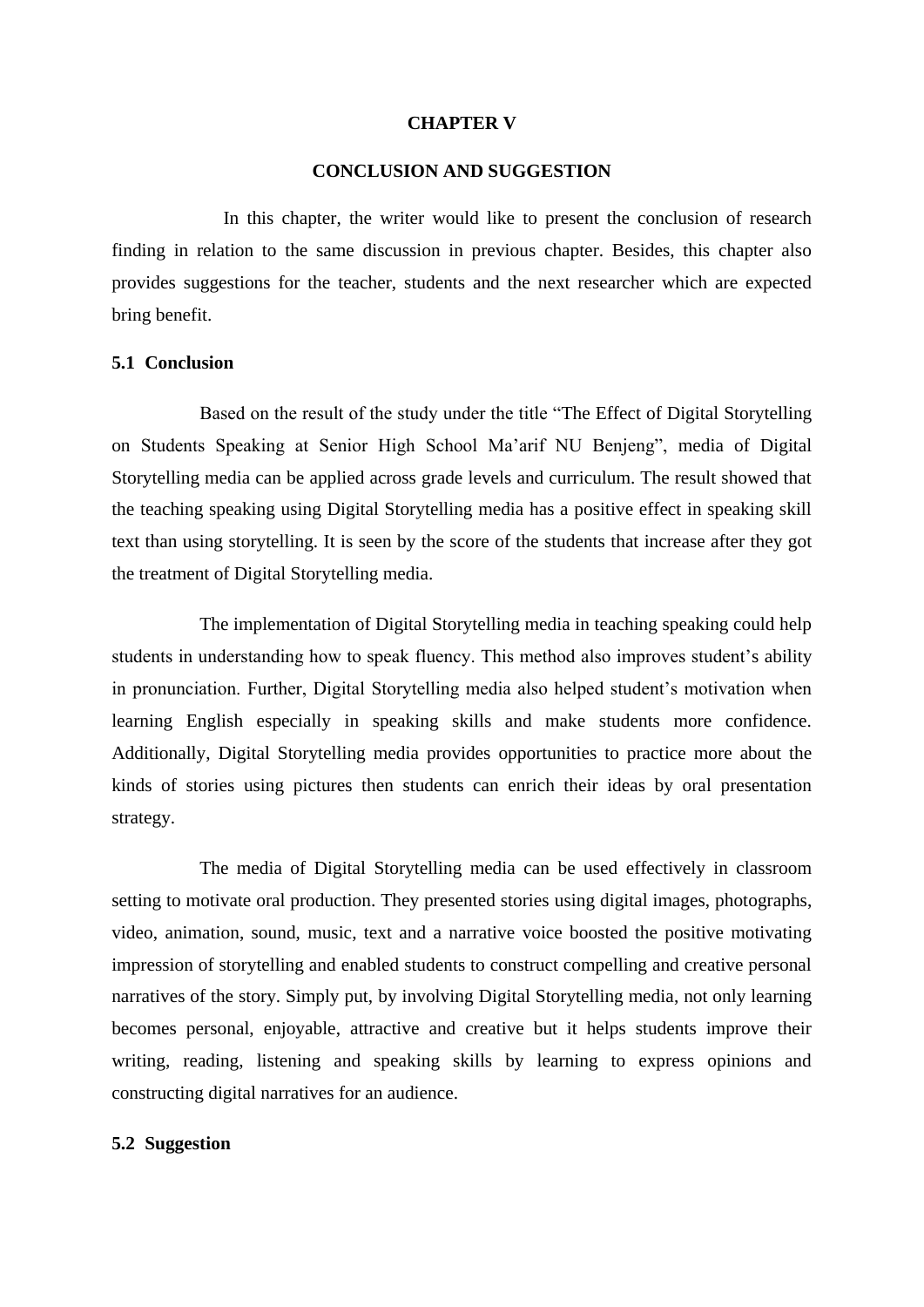# CHAPTER V

# CONCLUSION AND SUGGESTION

In this chapter, the writer would like to present the conclusion of research finding in relation to the same discussion in previous chapter. Besides, this chapter also provides suggestions for the teacher, students and the next researcher which are expected bring benefit.

## 5.1 Conclusion

Based on the result of the study under the title “The Effect of Digital Storytelling on Students Speaking at Senior High School Ma’arif NU Benjeng”, media of Digital Storytelling media can be applied across grade levels and curriculum. The result showed that the teaching speaking using Digital Storytelling media has a positive effect in speaking skill text than using storytelling. It is seen by the score of the students that increase after they got the treatment of Digital Storytelling media.

The implementation of Digital Storytelling media in teaching speaking could help students in understanding how to speak fluency. This method also improves student’s ability in pronunciation. Further, Digital Storytelling media also helped student’s motivation when learning English especially in speaking skills and make students more confidence. Additionally, Digital Storytelling media provides opportunities to practice more about the kinds of stories using pictures then students can enrich their ideas by oral presentation strategy.

The media of Digital Storytelling media can be used effectively in classroom setting to motivate oral production. They presented stories using digital images, photographs, video, animation, sound, music, text and a narrative voice boosted the positive motivating impression of storytelling and enabled students to construct compelling and creative personal narratives of the story. Simply put, by involving Digital Storytelling media, not only learning becomes personal, enjoyable, attractive and creative but it helps students improve their writing, reading, listening and speaking skills by learning to express opinions and constructing digital narratives for an audience.

## 5.2 Suggestion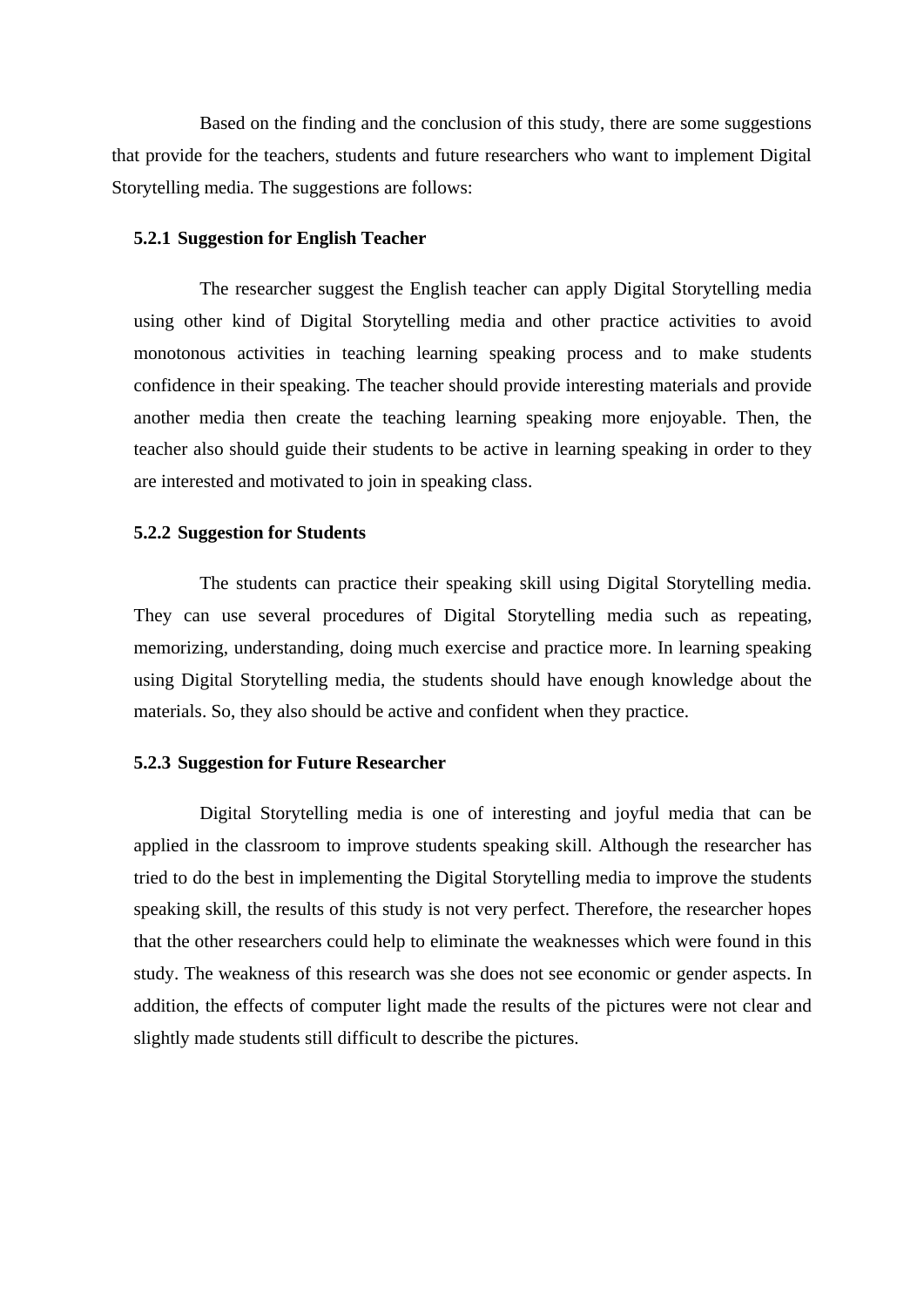Based on the finding and the conclusion of this study, there are some suggestions that provide for the teachers, students and future researchers who want to implement Digital Storytelling media. The suggestions are follows:

### 5.2.1 Suggestion for English Teacher

The researcher suggest the English teacher can apply Digital Storytelling media using other kind of Digital Storytelling media and other practice activities to avoid monotonous activities in teaching learning speaking process and to make students confidence in their speaking. The teacher should provide interesting materials and provide another media then create the teaching learning speaking more enjoyable. Then, the teacher also should guide their students to be active in learning speaking in order to they are interested and motivated to join in speaking class.

### 5.2.2 Suggestion for Students

The students can practice their speaking skill using Digital Storytelling media. They can use several procedures of Digital Storytelling media such as repeating, memorizing, understanding, doing much exercise and practice more. In learning speaking using Digital Storytelling media, the students should have enough knowledge about the materials. So, they also should be active and confident when they practice.

### 5.2.3 Suggestion for Future Researcher

Digital Storytelling media is one of interesting and joyful media that can be applied in the classroom to improve students speaking skill. Although the researcher has tried to do the best in implementing the Digital Storytelling media to improve the students speaking skill, the results of this study is not very perfect. Therefore, the researcher hopes that the other researchers could help to eliminate the weaknesses which were found in this study. The weakness of this research was she does not see economic or gender aspects. In addition, the effects of computer light made the results of the pictures were not clear and slightly made students still difficult to describe the pictures.